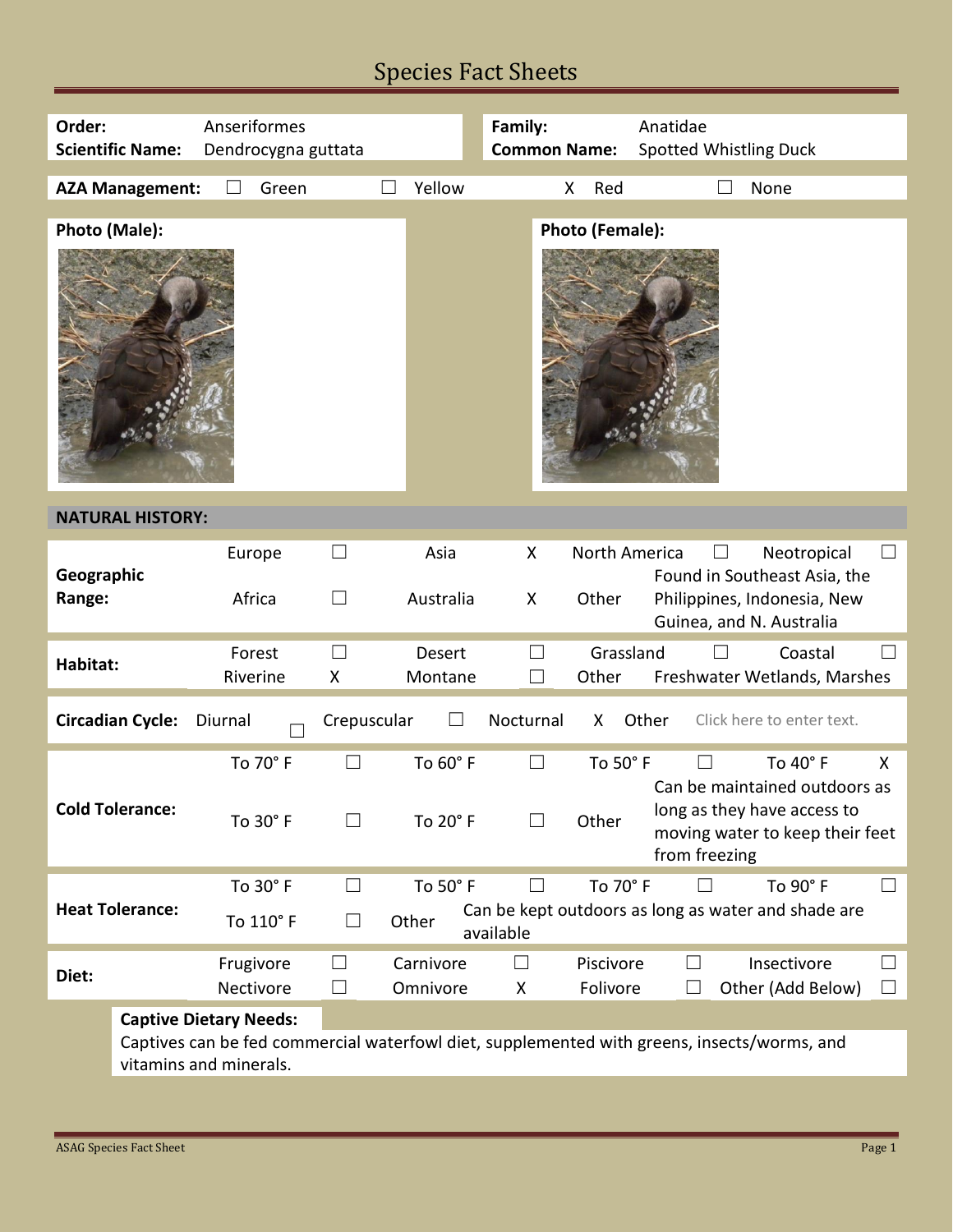# Species Fact Sheets

| | | | |
|---|---|---|---|
| **Order:** | Anseriformes | **Family:** | Anatidae |
| **Scientific Name:** | Dendrocygna guttata | **Common Name:** | Spotted Whistling Duck |

**AZA Management:** ☐ Green ☐ Yellow X Red ☐ None

**Photo (Male):**

**Photo (Female):**

## NATURAL HISTORY:

| | | | | | | | | |
|---|---|---|---|---|---|---|---|---|
| **Geographic Range:** | Europe | ☐ | Asia | X | North America | ☐ | Neotropical | ☐ |
| | Africa | ☐ | Australia | X | Other | Found in Southeast Asia, the Philippines, Indonesia, New Guinea, and N. Australia | | |
| **Habitat:** | Forest | ☐ | Desert | ☐ | Grassland | ☐ | Coastal | ☐ |
| | Riverine | X | Montane | ☐ | Other | Freshwater Wetlands, Marshes | | |
| **Circadian Cycle:** | Diurnal | ☐ | Crepuscular | ☐ | Nocturnal | X | Other | Click here to enter text. |
| **Cold Tolerance:** | To 70° F | ☐ | To 60° F | ☐ | To 50° F | ☐ | To 40° F | X |
| | To 30° F | ☐ | To 20° F | ☐ | Other | Can be maintained outdoors as long as they have access to moving water to keep their feet from freezing | | |
| **Heat Tolerance:** | To 30° F | ☐ | To 50° F | ☐ | To 70° F | ☐ | To 90° F | ☐ |
| | To 110° F | ☐ | Other | Can be kept outdoors as long as water and shade are available | | | | |
| **Diet:** | Frugivore | ☐ | Carnivore | ☐ | Piscivore | ☐ | Insectivore | ☐ |
| | Nectivore | ☐ | Omnivore | X | Folivore | ☐ | Other (Add Below) | ☐ |

**Captive Dietary Needs:**

Captives can be fed commercial waterfowl diet, supplemented with greens, insects/worms, and vitamins and minerals.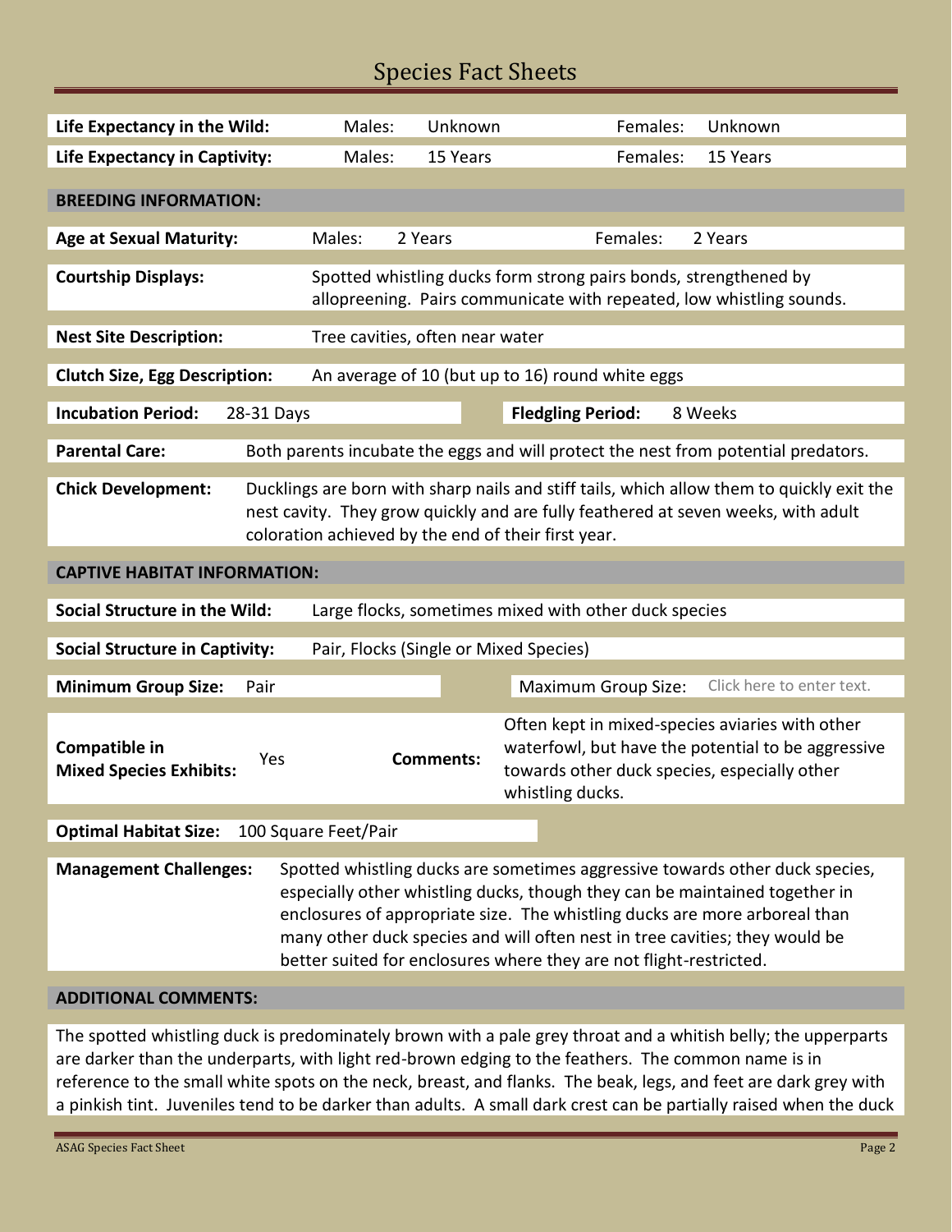# Species Fact Sheets

| | | | | |
|---|---|---|---|---|
| **Life Expectancy in the Wild:** | Males: | Unknown | Females: | Unknown |
| **Life Expectancy in Captivity:** | Males: | 15 Years | Females: | 15 Years |

**BREEDING INFORMATION:**

| | | | | |
|---|---|---|---|---|
| **Age at Sexual Maturity:** | Males: | 2 Years | Females: | 2 Years |

**Courtship Displays:** Spotted whistling ducks form strong pairs bonds, strengthened by allopreening. Pairs communicate with repeated, low whistling sounds.

**Nest Site Description:** Tree cavities, often near water

**Clutch Size, Egg Description:** An average of 10 (but up to 16) round white eggs

| | | | |
|---|---|---|---|
| **Incubation Period:** | 28-31 Days | **Fledgling Period:** | 8 Weeks |

**Parental Care:** Both parents incubate the eggs and will protect the nest from potential predators.

**Chick Development:** Ducklings are born with sharp nails and stiff tails, which allow them to quickly exit the nest cavity. They grow quickly and are fully feathered at seven weeks, with adult coloration achieved by the end of their first year.

**CAPTIVE HABITAT INFORMATION:**

**Social Structure in the Wild:** Large flocks, sometimes mixed with other duck species

**Social Structure in Captivity:** Pair, Flocks (Single or Mixed Species)

| | | | |
|---|---|---|---|
| **Minimum Group Size:** | Pair | Maximum Group Size: | Click here to enter text. |

| | | | |
|---|---|---|---|
| **Compatible in Mixed Species Exhibits:** | Yes | **Comments:** | Often kept in mixed-species aviaries with other waterfowl, but have the potential to be aggressive towards other duck species, especially other whistling ducks. |

**Optimal Habitat Size:** 100 Square Feet/Pair

**Management Challenges:** Spotted whistling ducks are sometimes aggressive towards other duck species, especially other whistling ducks, though they can be maintained together in enclosures of appropriate size. The whistling ducks are more arboreal than many other duck species and will often nest in tree cavities; they would be better suited for enclosures where they are not flight-restricted.

**ADDITIONAL COMMENTS:**

The spotted whistling duck is predominately brown with a pale grey throat and a whitish belly; the upperparts are darker than the underparts, with light red-brown edging to the feathers. The common name is in reference to the small white spots on the neck, breast, and flanks. The beak, legs, and feet are dark grey with a pinkish tint. Juveniles tend to be darker than adults. A small dark crest can be partially raised when the duck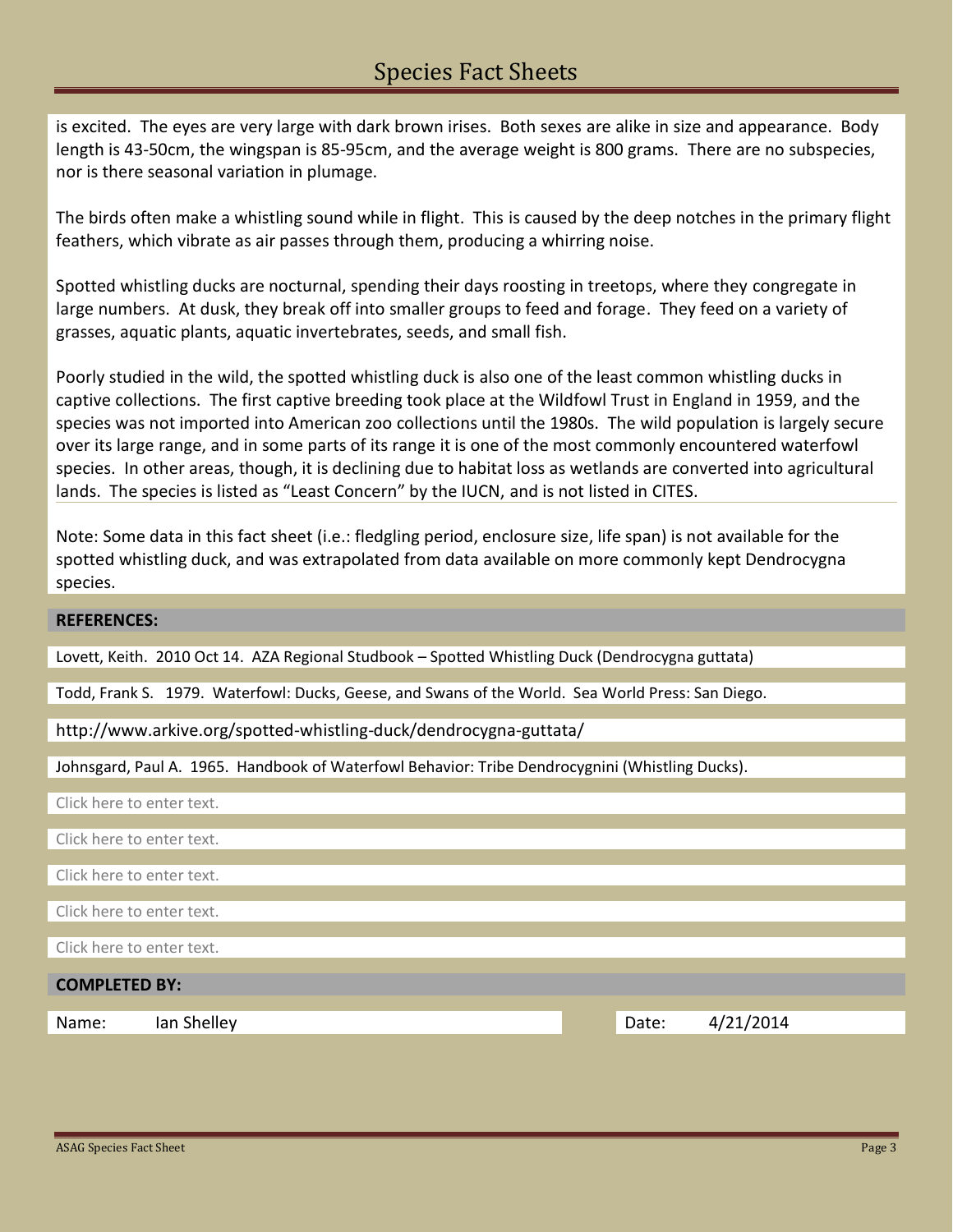is excited. The eyes are very large with dark brown irises. Both sexes are alike in size and appearance. Body length is 43-50cm, the wingspan is 85-95cm, and the average weight is 800 grams. There are no subspecies, nor is there seasonal variation in plumage.

The birds often make a whistling sound while in flight. This is caused by the deep notches in the primary flight feathers, which vibrate as air passes through them, producing a whirring noise.

Spotted whistling ducks are nocturnal, spending their days roosting in treetops, where they congregate in large numbers. At dusk, they break off into smaller groups to feed and forage. They feed on a variety of grasses, aquatic plants, aquatic invertebrates, seeds, and small fish.

Poorly studied in the wild, the spotted whistling duck is also one of the least common whistling ducks in captive collections. The first captive breeding took place at the Wildfowl Trust in England in 1959, and the species was not imported into American zoo collections until the 1980s. The wild population is largely secure over its large range, and in some parts of its range it is one of the most commonly encountered waterfowl species. In other areas, though, it is declining due to habitat loss as wetlands are converted into agricultural lands. The species is listed as "Least Concern" by the IUCN, and is not listed in CITES.

Note: Some data in this fact sheet (i.e.: fledgling period, enclosure size, life span) is not available for the spotted whistling duck, and was extrapolated from data available on more commonly kept Dendrocygna species.

## REFERENCES:

Lovett, Keith. 2010 Oct 14. AZA Regional Studbook – Spotted Whistling Duck (Dendrocygna guttata)

Todd, Frank S. 1979. Waterfowl: Ducks, Geese, and Swans of the World. Sea World Press: San Diego.

http://www.arkive.org/spotted-whistling-duck/dendrocygna-guttata/

Johnsgard, Paul A. 1965. Handbook of Waterfowl Behavior: Tribe Dendrocygnini (Whistling Ducks).

Click here to enter text.

Click here to enter text.

Click here to enter text.

Click here to enter text.

Click here to enter text.

## COMPLETED BY:

Name: Ian Shelley

Date: 4/21/2014